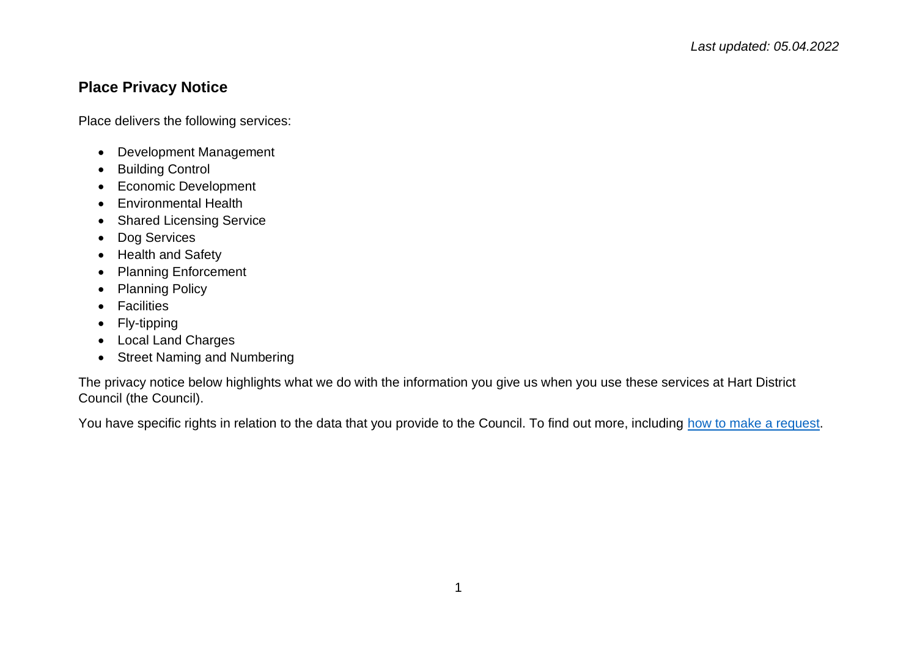*Last updated: 05.04.2022*

## Place Privacy Notice

Place delivers the following services:

- Development Management
- Building Control
- Economic Development
- Environmental Health
- Shared Licensing Service
- Dog Services
- Health and Safety
- Planning Enforcement
- Planning Policy
- Facilities
- Fly-tipping
- Local Land Charges
- Street Naming and Numbering

The privacy notice below highlights what we do with the information you give us when you use these services at Hart District Council (the Council).

You have specific rights in relation to the data that you provide to the Council. To find out more, including how to make a request.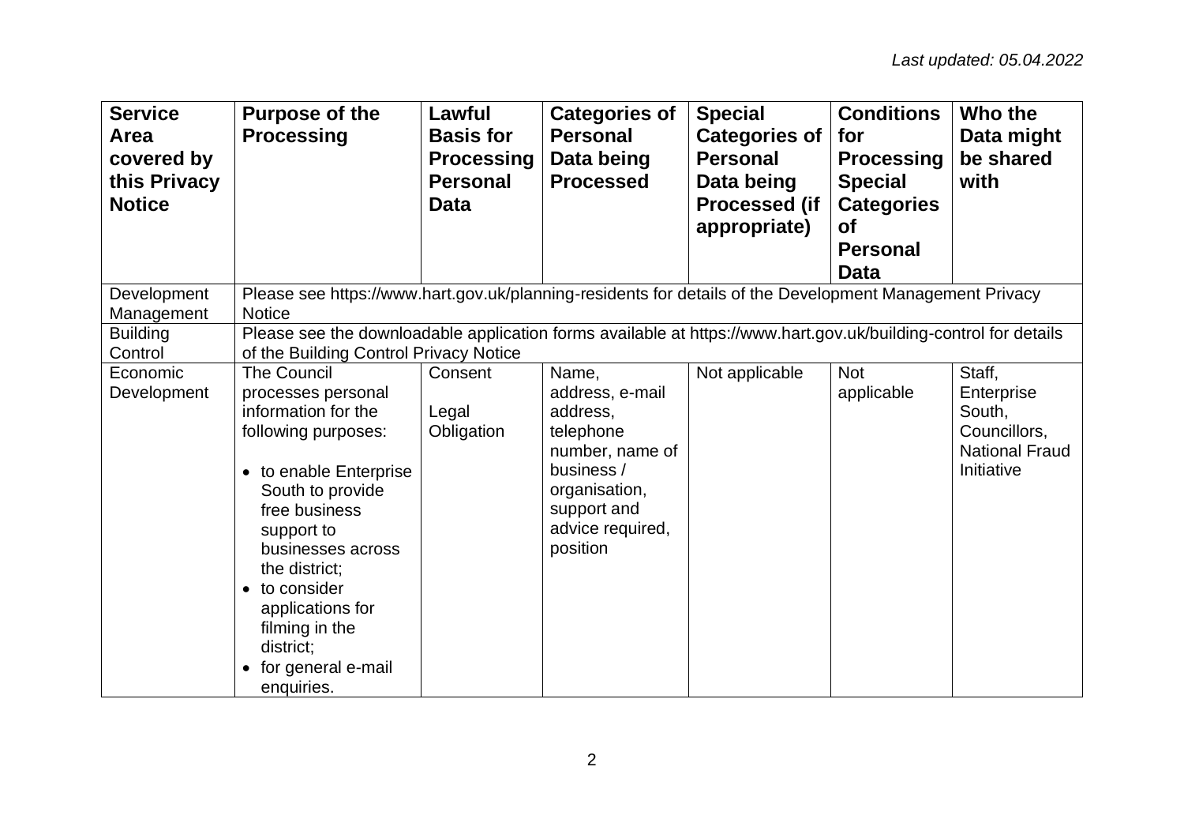*Last updated: 05.04.2022*

| Service Area covered by this Privacy Notice | Purpose of the Processing | Lawful Basis for Processing Personal Data | Categories of Personal Data being Processed | Special Categories of Personal Data being Processed (if appropriate) | Conditions for Processing Special Categories of Personal Data | Who the Data might be shared with |
|---|---|---|---|---|---|---|
| Development Management | Please see https://www.hart.gov.uk/planning-residents for details of the Development Management Privacy Notice | | | | | |
| Building Control | Please see the downloadable application forms available at https://www.hart.gov.uk/building-control for details of the Building Control Privacy Notice | | | | | |
| Economic Development | The Council processes personal information for the following purposes:<br>• to enable Enterprise South to provide free business support to businesses across the district;<br>• to consider applications for filming in the district;<br>• for general e-mail enquiries. | Consent<br><br>Legal Obligation | Name, address, e-mail address, telephone number, name of business / organisation, support and advice required, position | Not applicable | Not applicable | Staff, Enterprise South, Councillors, National Fraud Initiative |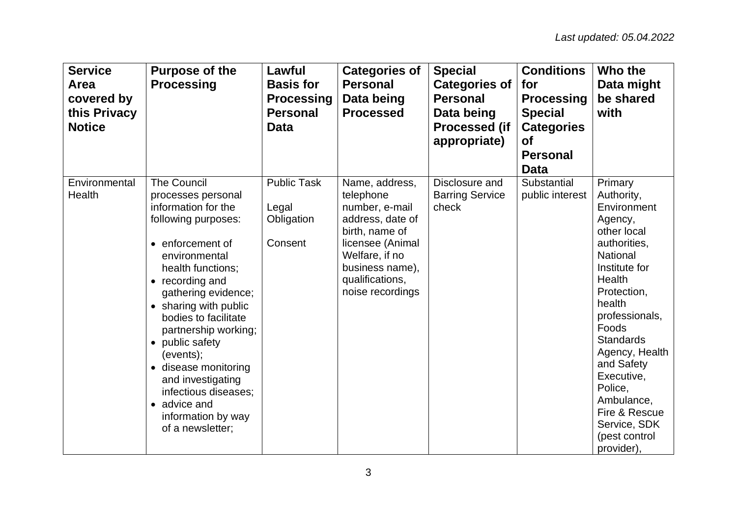*Last updated: 05.04.2022*

| Service Area covered by this Privacy Notice | Purpose of the Processing | Lawful Basis for Processing Personal Data | Categories of Personal Data being Processed | Special Categories of Personal Data being Processed (if appropriate) | Conditions for Processing Special Categories of Personal Data | Who the Data might be shared with |
|---|---|---|---|---|---|---|
| Environmental Health | The Council processes personal information for the following purposes:<br><br>• enforcement of environmental health functions;<br>• recording and gathering evidence;<br>• sharing with public bodies to facilitate partnership working;<br>• public safety (events);<br>• disease monitoring and investigating infectious diseases;<br>• advice and information by way of a newsletter; | Public Task<br><br>Legal Obligation<br><br>Consent | Name, address, telephone number, e-mail address, date of birth, name of licensee (Animal Welfare, if no business name), qualifications, noise recordings | Disclosure and Barring Service check | Substantial public interest | Primary Authority, Environment Agency, other local authorities, National Institute for Health Protection, health professionals, Foods Standards Agency, Health and Safety Executive, Police, Ambulance, Fire & Rescue Service, SDK (pest control provider), |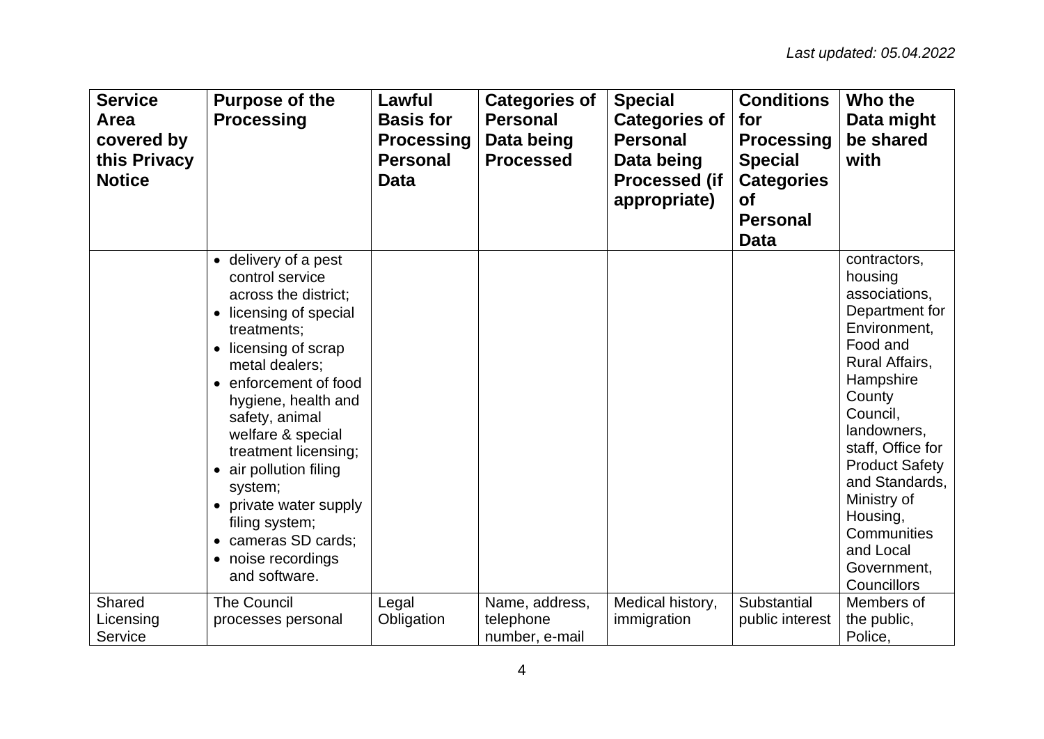*Last updated: 05.04.2022*

| Service Area covered by this Privacy Notice | Purpose of the Processing | Lawful Basis for Processing Personal Data | Categories of Personal Data being Processed | Special Categories of Personal Data being Processed (if appropriate) | Conditions for Processing Special Categories of Personal Data | Who the Data might be shared with |
|---|---|---|---|---|---|---|
| | • delivery of a pest control service across the district;<br>• licensing of special treatments;<br>• licensing of scrap metal dealers;<br>• enforcement of food hygiene, health and safety, animal welfare & special treatment licensing;<br>• air pollution filing system;<br>• private water supply filing system;<br>• cameras SD cards;<br>• noise recordings and software. | | | | | contractors, housing associations, Department for Environment, Food and Rural Affairs, Hampshire County Council, landowners, staff, Office for Product Safety and Standards, Ministry of Housing, Communities and Local Government, Councillors |
| Shared Licensing Service | The Council processes personal | Legal Obligation | Name, address, telephone number, e-mail | Medical history, immigration | Substantial public interest | Members of the public, Police, |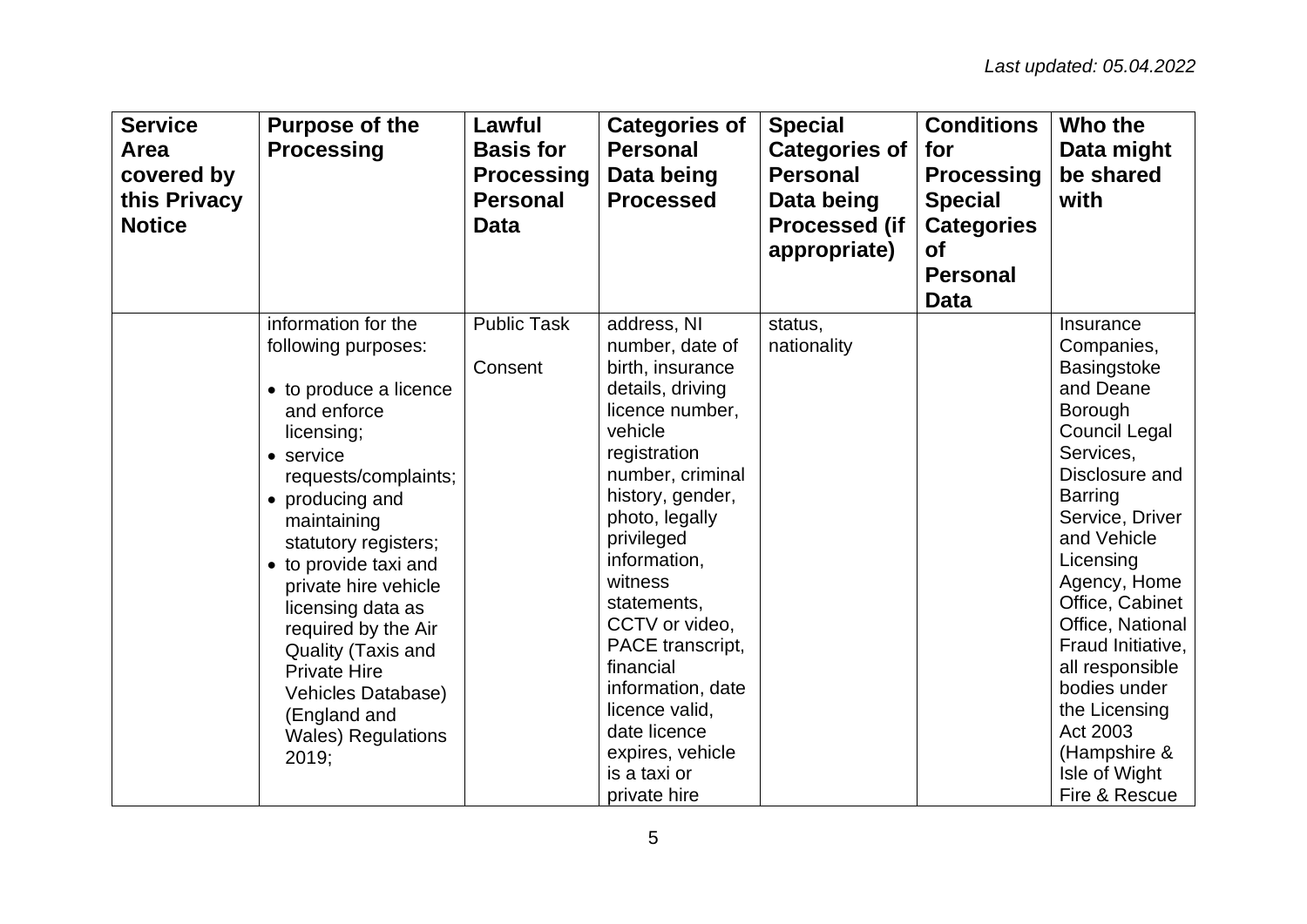*Last updated: 05.04.2022*

| Service Area covered by this Privacy Notice | Purpose of the Processing | Lawful Basis for Processing Personal Data | Categories of Personal Data being Processed | Special Categories of Personal Data being Processed (if appropriate) | Conditions for Processing Special Categories of Personal Data | Who the Data might be shared with |
|---|---|---|---|---|---|---|
| | information for the following purposes:<br><br>• to produce a licence and enforce licensing;<br>• service requests/complaints;<br>• producing and maintaining statutory registers;<br>• to provide taxi and private hire vehicle licensing data as required by the Air Quality (Taxis and Private Hire Vehicles Database) (England and Wales) Regulations 2019; | Public Task<br><br>Consent | address, NI number, date of birth, insurance details, driving licence number, vehicle registration number, criminal history, gender, photo, legally privileged information, witness statements, CCTV or video, PACE transcript, financial information, date licence valid, date licence expires, vehicle is a taxi or private hire | status, nationality | | Insurance Companies, Basingstoke and Deane Borough Council Legal Services, Disclosure and Barring Service, Driver and Vehicle Licensing Agency, Home Office, Cabinet Office, National Fraud Initiative, all responsible bodies under the Licensing Act 2003 (Hampshire & Isle of Wight Fire & Rescue |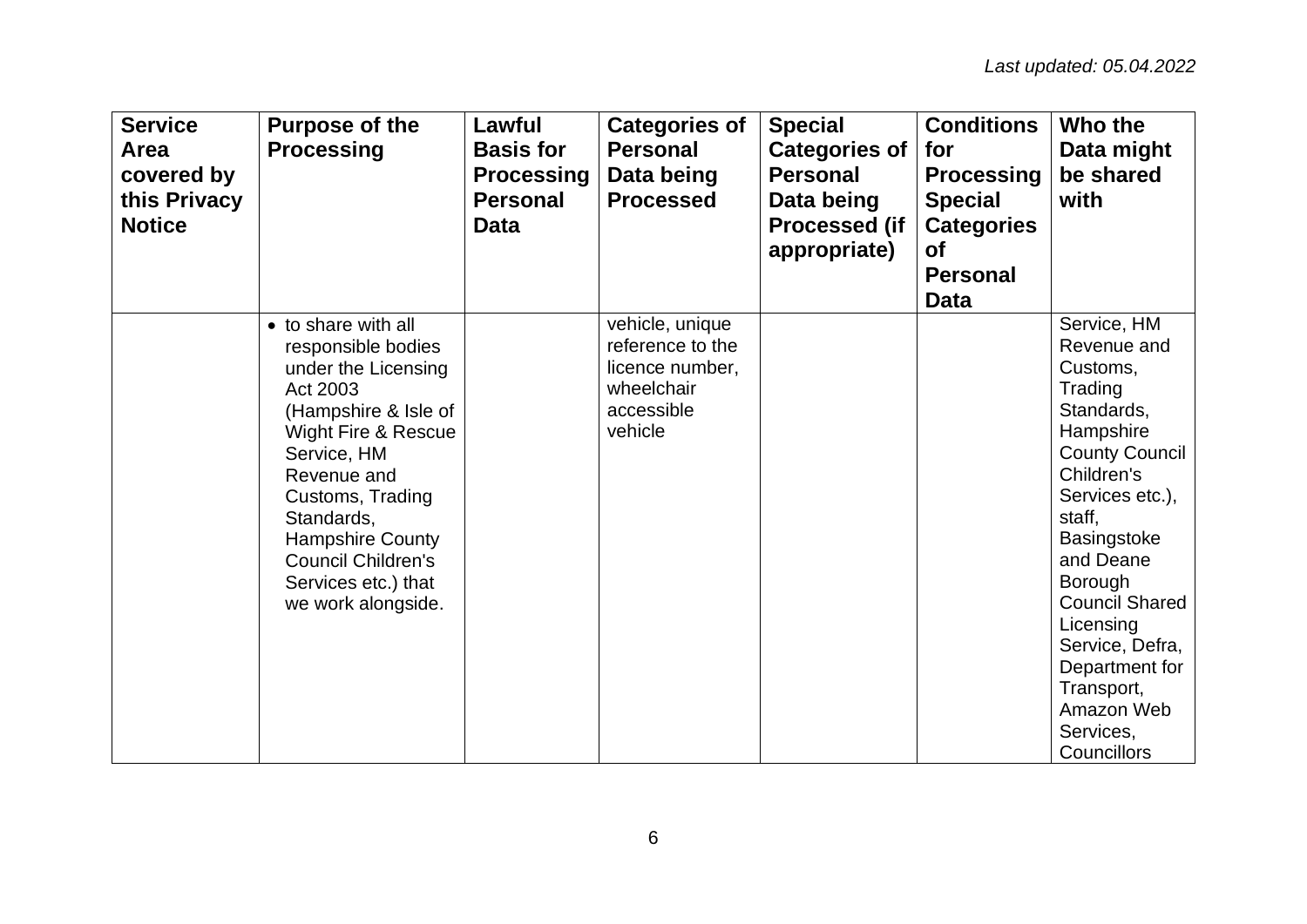*Last updated: 05.04.2022*

| Service Area covered by this Privacy Notice | Purpose of the Processing | Lawful Basis for Processing Personal Data | Categories of Personal Data being Processed | Special Categories of Personal Data being Processed (if appropriate) | Conditions for Processing Special Categories of Personal Data | Who the Data might be shared with |
|---|---|---|---|---|---|---|
| | • to share with all responsible bodies under the Licensing Act 2003 (Hampshire & Isle of Wight Fire & Rescue Service, HM Revenue and Customs, Trading Standards, Hampshire County Council Children's Services etc.) that we work alongside. | | vehicle, unique reference to the licence number, wheelchair accessible vehicle | | | Service, HM Revenue and Customs, Trading Standards, Hampshire County Council Children's Services etc.), staff, Basingstoke and Deane Borough Council Shared Licensing Service, Defra, Department for Transport, Amazon Web Services, Councillors |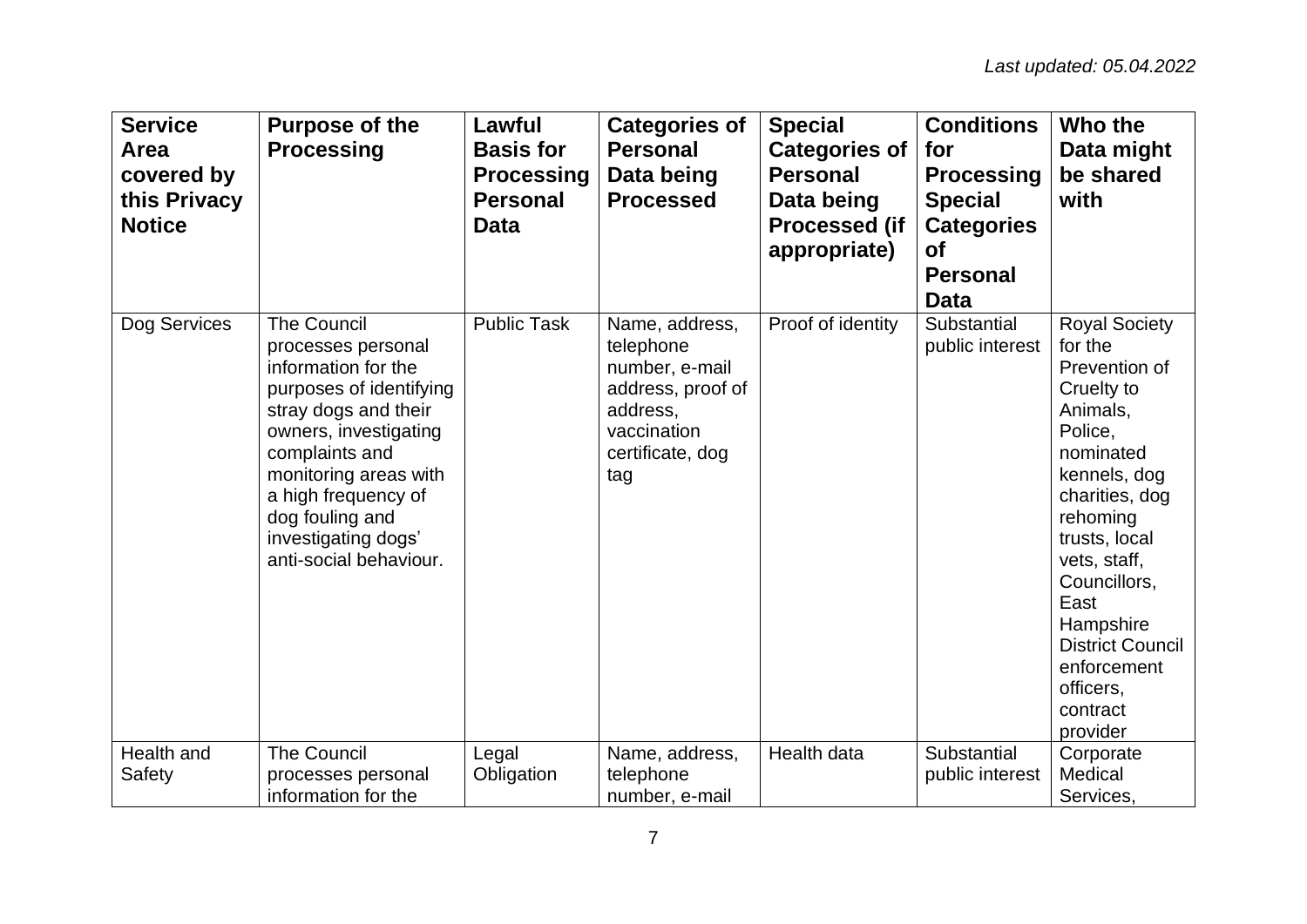*Last updated: 05.04.2022*

| Service Area covered by this Privacy Notice | Purpose of the Processing | Lawful Basis for Processing Personal Data | Categories of Personal Data being Processed | Special Categories of Personal Data being Processed (if appropriate) | Conditions for Processing Special Categories of Personal Data | Who the Data might be shared with |
|---|---|---|---|---|---|---|
| Dog Services | The Council processes personal information for the purposes of identifying stray dogs and their owners, investigating complaints and monitoring areas with a high frequency of dog fouling and investigating dogs' anti-social behaviour. | Public Task | Name, address, telephone number, e-mail address, proof of address, vaccination certificate, dog tag | Proof of identity | Substantial public interest | Royal Society for the Prevention of Cruelty to Animals, Police, nominated kennels, dog charities, dog rehoming trusts, local vets, staff, Councillors, East Hampshire District Council enforcement officers, contract provider |
| Health and Safety | The Council processes personal information for the | Legal Obligation | Name, address, telephone number, e-mail | Health data | Substantial public interest | Corporate Medical Services, |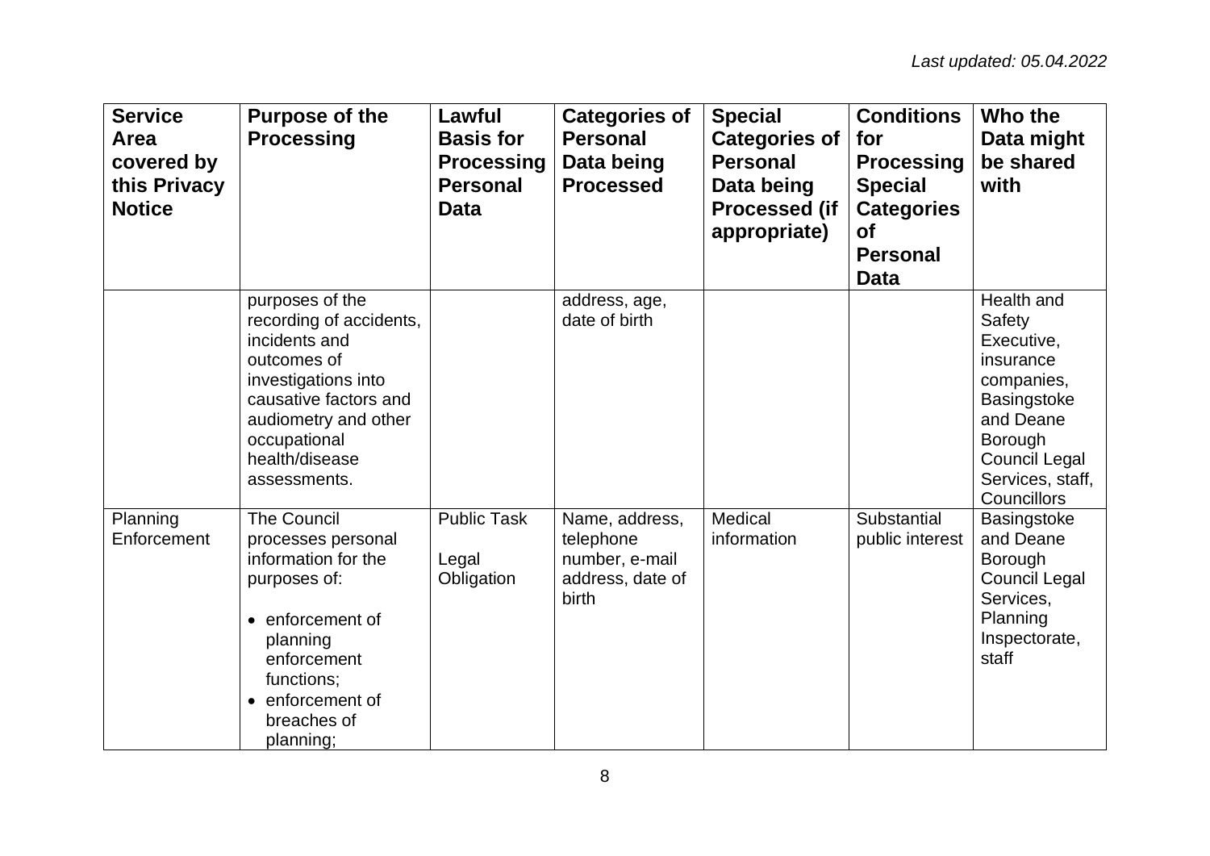*Last updated: 05.04.2022*

| Service Area covered by this Privacy Notice | Purpose of the Processing | Lawful Basis for Processing Personal Data | Categories of Personal Data being Processed | Special Categories of Personal Data being Processed (if appropriate) | Conditions for Processing Special Categories of Personal Data | Who the Data might be shared with |
|---|---|---|---|---|---|---|
| | purposes of the recording of accidents, incidents and outcomes of investigations into causative factors and audiometry and other occupational health/disease assessments. | | address, age, date of birth | | | Health and Safety Executive, insurance companies, Basingstoke and Deane Borough Council Legal Services, staff, Councillors |
| Planning Enforcement | The Council processes personal information for the purposes of:<br>• enforcement of planning enforcement functions;<br>• enforcement of breaches of planning; | Public Task<br><br>Legal Obligation | Name, address, telephone number, e-mail address, date of birth | Medical information | Substantial public interest | Basingstoke and Deane Borough Council Legal Services, Planning Inspectorate, staff |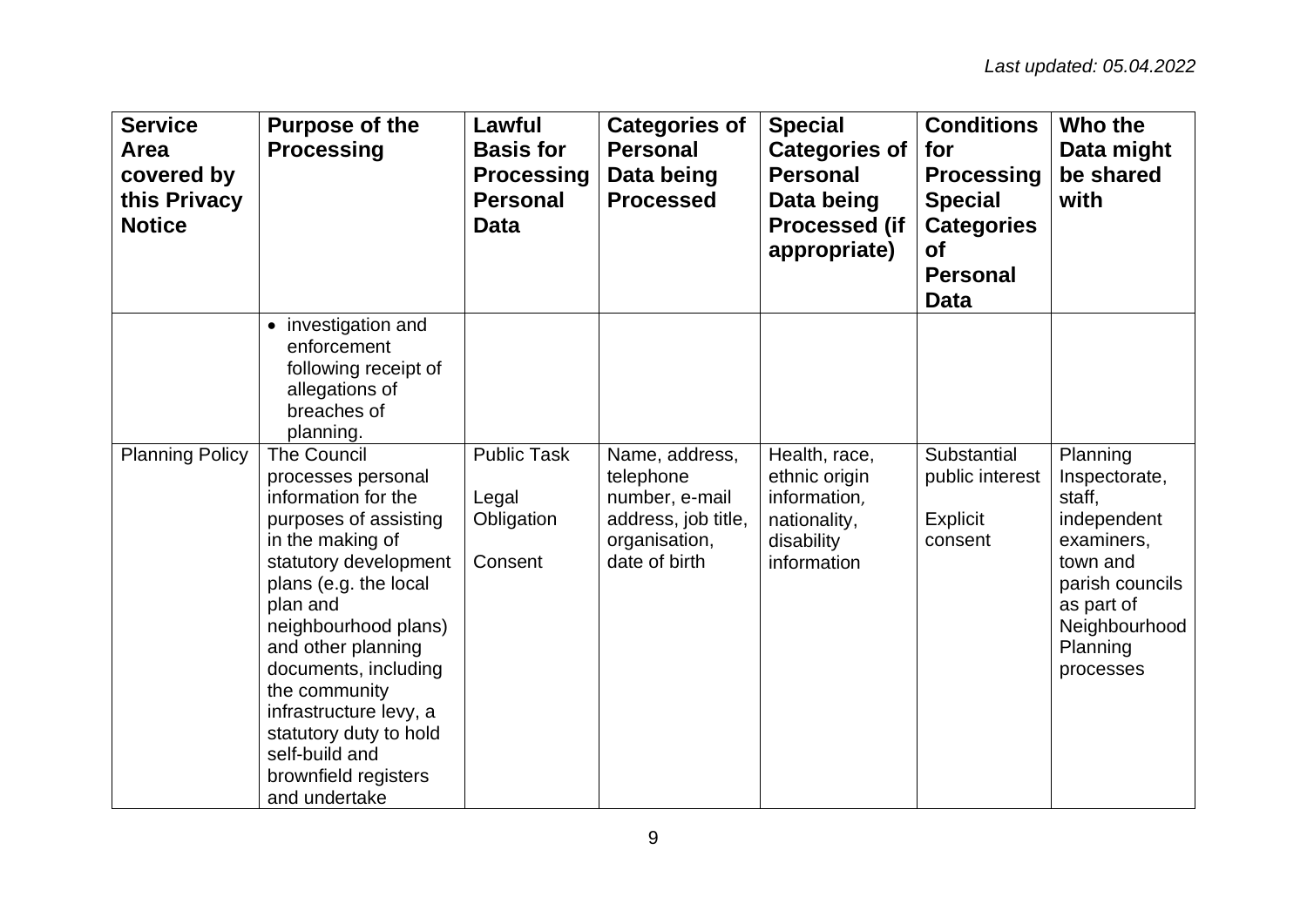*Last updated: 05.04.2022*

| Service Area covered by this Privacy Notice | Purpose of the Processing | Lawful Basis for Processing Personal Data | Categories of Personal Data being Processed | Special Categories of Personal Data being Processed (if appropriate) | Conditions for Processing Special Categories of Personal Data | Who the Data might be shared with |
|---|---|---|---|---|---|---|
| | • investigation and enforcement following receipt of allegations of breaches of planning. | | | | | |
| Planning Policy | The Council processes personal information for the purposes of assisting in the making of statutory development plans (e.g. the local plan and neighbourhood plans) and other planning documents, including the community infrastructure levy, a statutory duty to hold self-build and brownfield registers and undertake | Public Task<br><br>Legal Obligation<br><br>Consent | Name, address, telephone number, e-mail address, job title, organisation, date of birth | Health, race, ethnic origin information, nationality, disability information | Substantial public interest<br><br>Explicit consent | Planning Inspectorate, staff, independent examiners, town and parish councils as part of Neighbourhood Planning processes |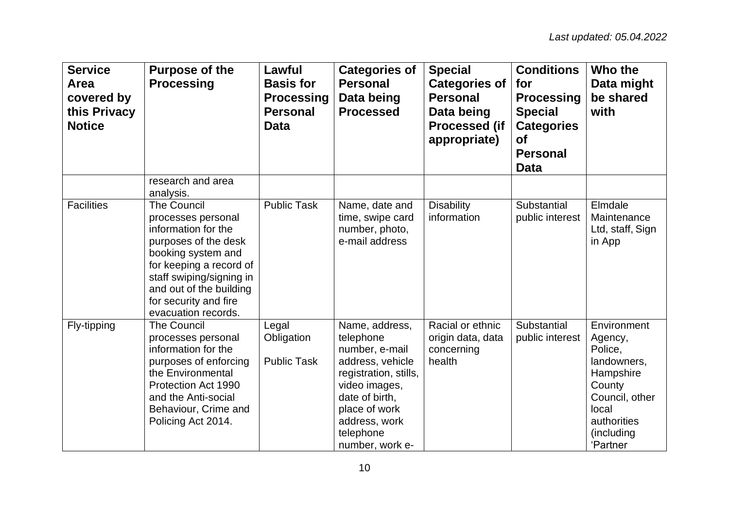*Last updated: 05.04.2022*

| Service Area covered by this Privacy Notice | Purpose of the Processing | Lawful Basis for Processing Personal Data | Categories of Personal Data being Processed | Special Categories of Personal Data being Processed (if appropriate) | Conditions for Processing Special Categories of Personal Data | Who the Data might be shared with |
|---|---|---|---|---|---|---|
| | research and area analysis. | | | | | |
| Facilities | The Council processes personal information for the purposes of the desk booking system and for keeping a record of staff swiping/signing in and out of the building for security and fire evacuation records. | Public Task | Name, date and time, swipe card number, photo, e-mail address | Disability information | Substantial public interest | Elmdale Maintenance Ltd, staff, Sign in App |
| Fly-tipping | The Council processes personal information for the purposes of enforcing the Environmental Protection Act 1990 and the Anti-social Behaviour, Crime and Policing Act 2014. | Legal Obligation<br><br>Public Task | Name, address, telephone number, e-mail address, vehicle registration, stills, video images, date of birth, place of work address, work telephone number, work e- | Racial or ethnic origin data, data concerning health | Substantial public interest | Environment Agency, Police, landowners, Hampshire County Council, other local authorities (including 'Partner |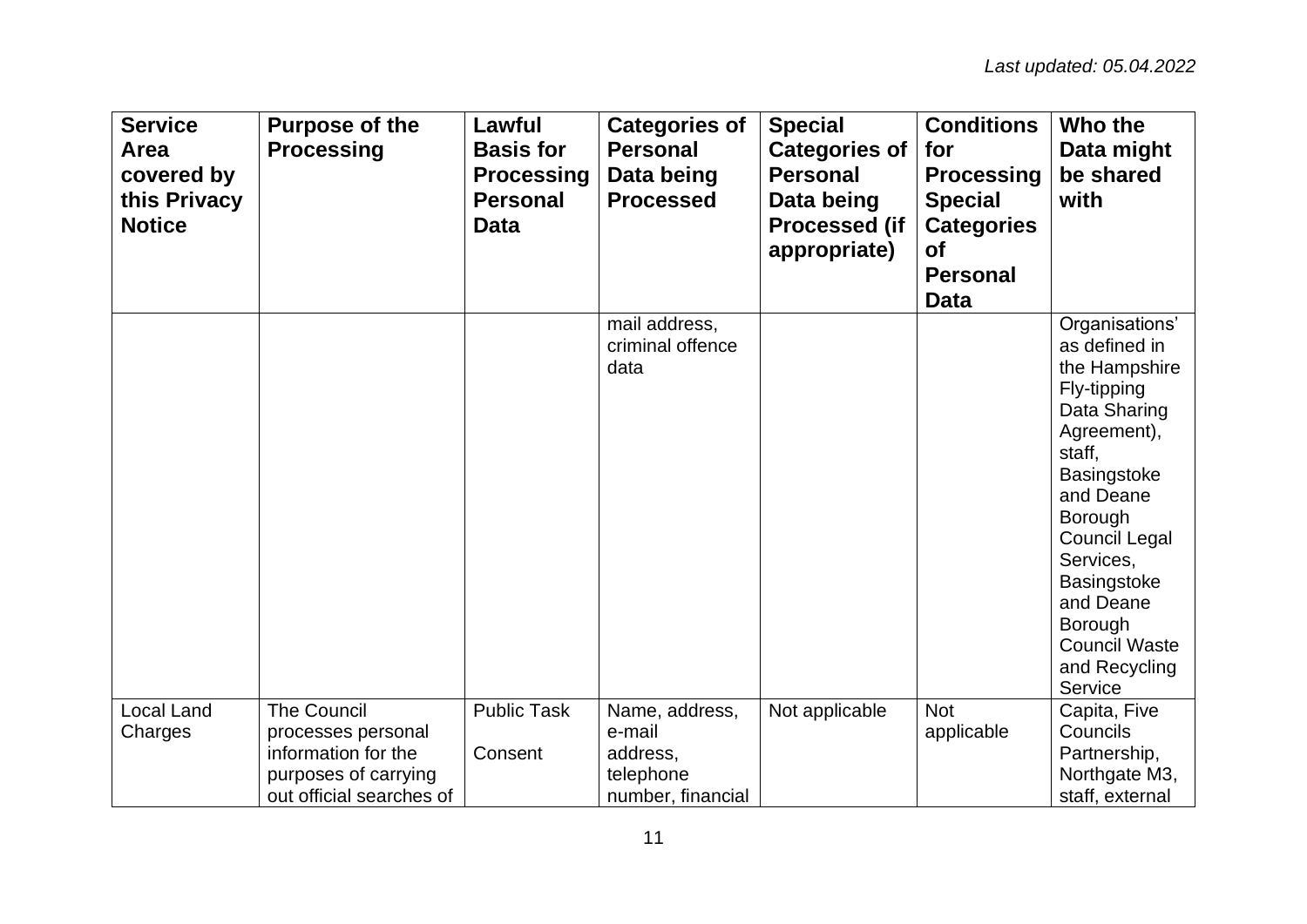*Last updated: 05.04.2022*

| Service Area covered by this Privacy Notice | Purpose of the Processing | Lawful Basis for Processing Personal Data | Categories of Personal Data being Processed | Special Categories of Personal Data being Processed (if appropriate) | Conditions for Processing Special Categories of Personal Data | Who the Data might be shared with |
|---|---|---|---|---|---|---|
| | | | mail address, criminal offence data | | | Organisations' as defined in the Hampshire Fly-tipping Data Sharing Agreement), staff, Basingstoke and Deane Borough Council Legal Services, Basingstoke and Deane Borough Council Waste and Recycling Service |
| Local Land Charges | The Council processes personal information for the purposes of carrying out official searches of | Public Task<br><br>Consent | Name, address, e-mail address, telephone number, financial | Not applicable | Not applicable | Capita, Five Councils Partnership, Northgate M3, staff, external |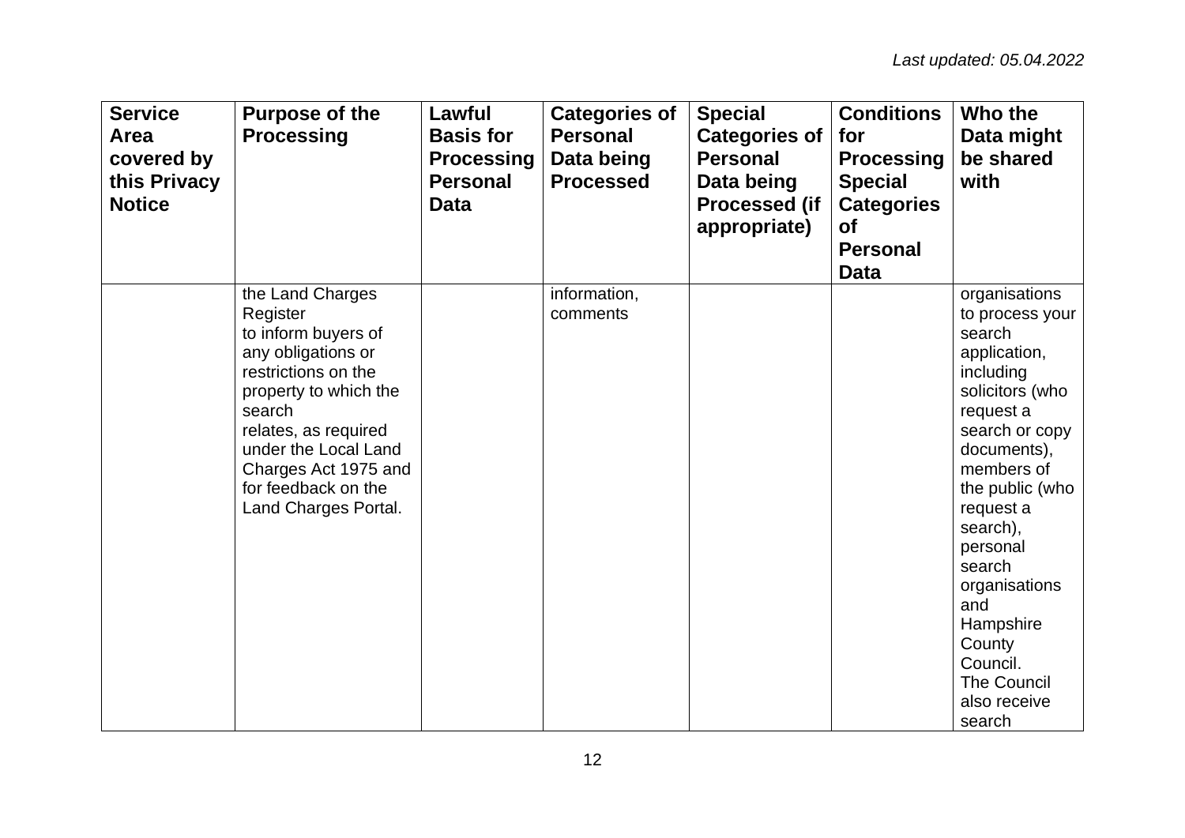*Last updated: 05.04.2022*

| Service Area covered by this Privacy Notice | Purpose of the Processing | Lawful Basis for Processing Personal Data | Categories of Personal Data being Processed | Special Categories of Personal Data being Processed (if appropriate) | Conditions for Processing Special Categories of Personal Data | Who the Data might be shared with |
|---|---|---|---|---|---|---|
| | the Land Charges Register to inform buyers of any obligations or restrictions on the property to which the search relates, as required under the Local Land Charges Act 1975 and for feedback on the Land Charges Portal. | | information, comments | | | organisations to process your search application, including solicitors (who request a search or copy documents), members of the public (who request a search), personal search organisations and Hampshire County Council. The Council also receive search |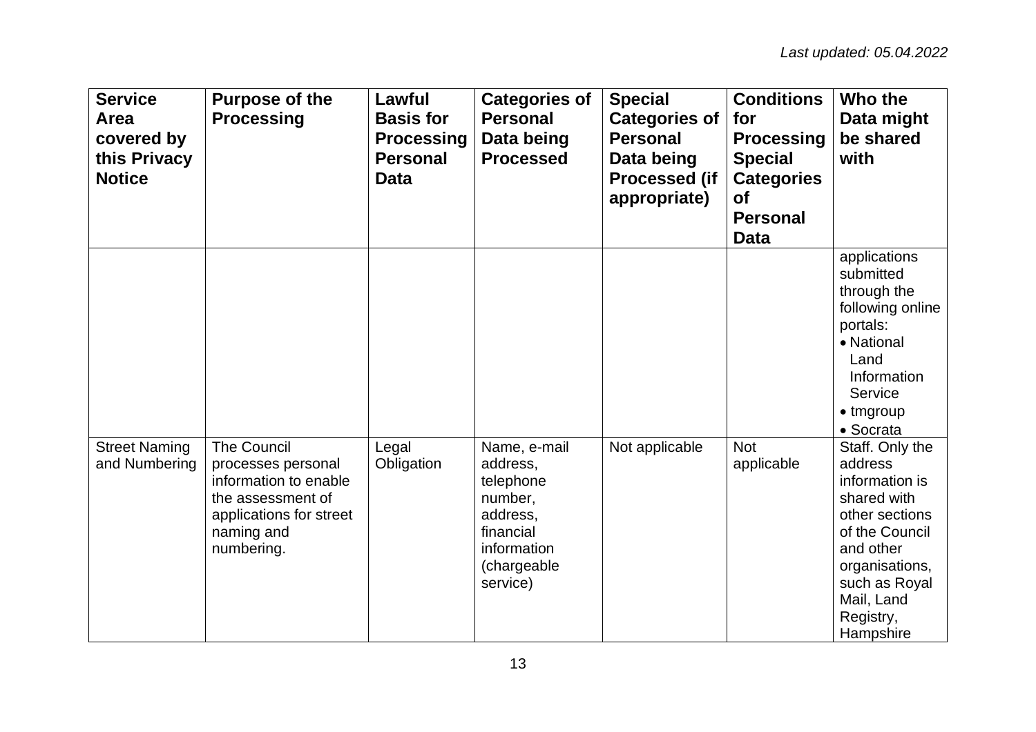*Last updated: 05.04.2022*

| Service Area covered by this Privacy Notice | Purpose of the Processing | Lawful Basis for Processing Personal Data | Categories of Personal Data being Processed | Special Categories of Personal Data being Processed (if appropriate) | Conditions for Processing Special Categories of Personal Data | Who the Data might be shared with |
|---|---|---|---|---|---|---|
| | | | | | | applications submitted through the following online portals: • National Land Information Service • tmgroup • Socrata |
| Street Naming and Numbering | The Council processes personal information to enable the assessment of applications for street naming and numbering. | Legal Obligation | Name, e-mail address, telephone number, address, financial information (chargeable service) | Not applicable | Not applicable | Staff. Only the address information is shared with other sections of the Council and other organisations, such as Royal Mail, Land Registry, Hampshire |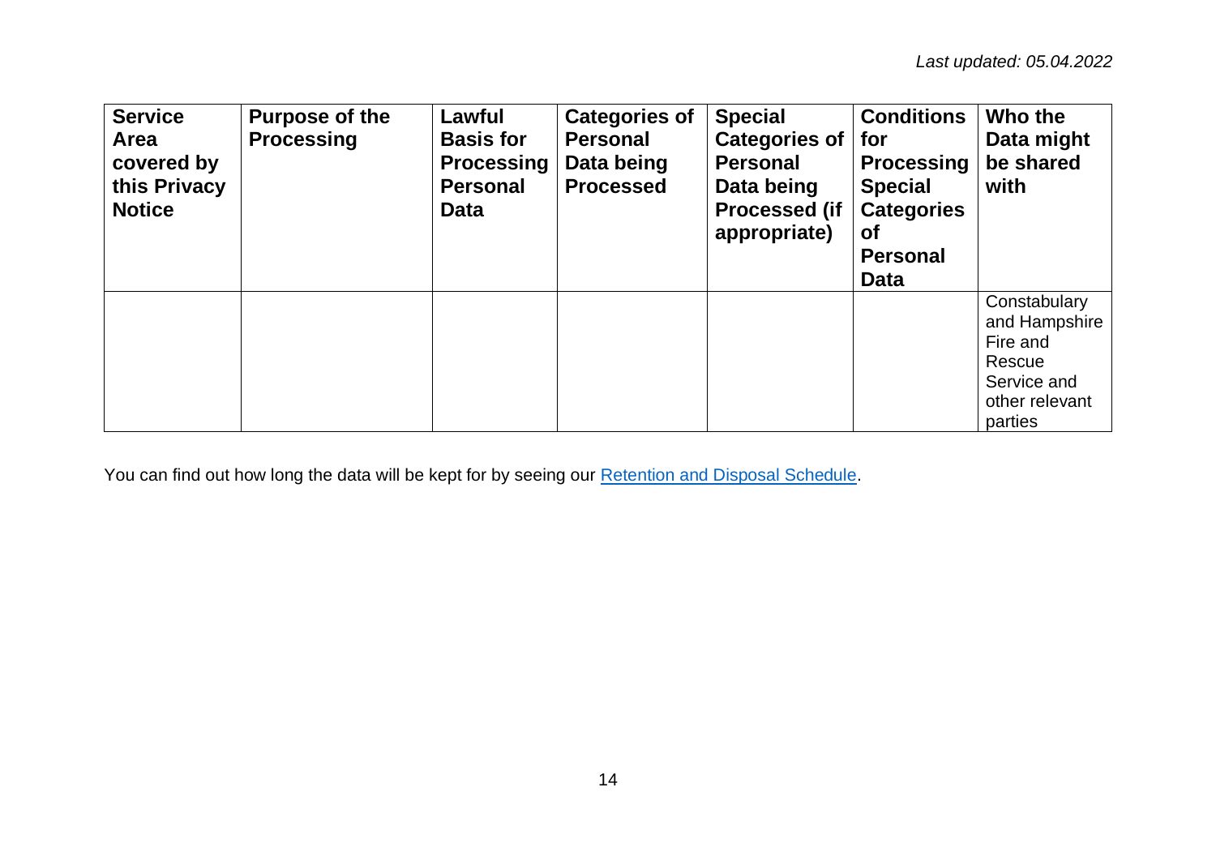*Last updated: 05.04.2022*

| Service Area covered by this Privacy Notice | Purpose of the Processing | Lawful Basis for Processing Personal Data | Categories of Personal Data being Processed | Special Categories of Personal Data being Processed (if appropriate) | Conditions for Processing Special Categories of Personal Data | Who the Data might be shared with |
|---|---|---|---|---|---|---|
| | | | | | | Constabulary and Hampshire Fire and Rescue Service and other relevant parties |

You can find out how long the data will be kept for by seeing our [Retention and Disposal Schedule](Retention and Disposal Schedule).